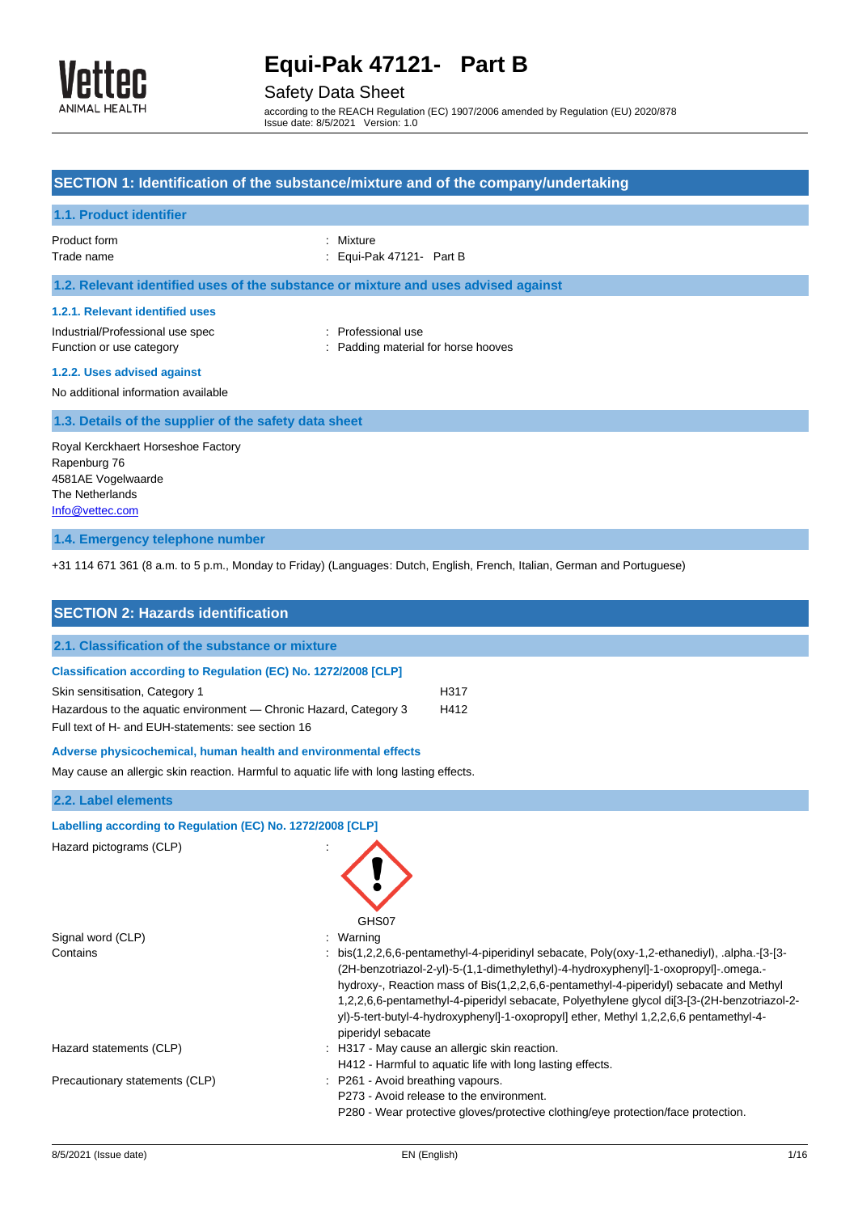# Equi-Pak 47121- Part B

## Safety Data Sheet

according to the REACH Regulation (EC) 1907/2006 amended by Regulation (EU) 2020/878
Issue date: 8/5/2021 Version: 1.0

## SECTION 1: Identification of the substance/mixture and of the company/undertaking

### 1.1. Product identifier

| | |
|---|---|
| Product form | : Mixture |
| Trade name | : Equi-Pak 47121- Part B |

### 1.2. Relevant identified uses of the substance or mixture and uses advised against

#### 1.2.1. Relevant identified uses

| | |
|---|---|
| Industrial/Professional use spec | : Professional use |
| Function or use category | : Padding material for horse hooves |

#### 1.2.2. Uses advised against

No additional information available

### 1.3. Details of the supplier of the safety data sheet

Royal Kerckhaert Horseshoe Factory
Rapenburg 76
4581AE Vogelwaarde
The Netherlands
Info@vettec.com

### 1.4. Emergency telephone number

+31 114 671 361 (8 a.m. to 5 p.m., Monday to Friday) (Languages: Dutch, English, French, Italian, German and Portuguese)

## SECTION 2: Hazards identification

### 2.1. Classification of the substance or mixture

#### Classification according to Regulation (EC) No. 1272/2008 [CLP]

| | |
|---|---|
| Skin sensitisation, Category 1 | H317 |
| Hazardous to the aquatic environment — Chronic Hazard, Category 3 | H412 |

Full text of H- and EUH-statements: see section 16

#### Adverse physicochemical, human health and environmental effects

May cause an allergic skin reaction. Harmful to aquatic life with long lasting effects.

### 2.2. Label elements

#### Labelling according to Regulation (EC) No. 1272/2008 [CLP]

Hazard pictograms (CLP) :

GHS07

| | |
|---|---|
| Signal word (CLP) | : Warning |
| Contains | : bis(1,2,2,6,6-pentamethyl-4-piperidinyl sebacate, Poly(oxy-1,2-ethanediyl), .alpha.-[3-[3-(2H-benzotriazol-2-yl)-5-(1,1-dimethylethyl)-4-hydroxyphenyl]-1-oxopropyl]-.omega.-hydroxy-, Reaction mass of Bis(1,2,2,6,6-pentamethyl-4-piperidyl) sebacate and Methyl 1,2,2,6,6-pentamethyl-4-piperidyl sebacate, Polyethylene glycol di[3-[3-(2H-benzotriazol-2-yl)-5-tert-butyl-4-hydroxyphenyl]-1-oxopropyl] ether, Methyl 1,2,2,6,6 pentamethyl-4-piperidyl sebacate |
| Hazard statements (CLP) | : H317 - May cause an allergic skin reaction.<br>H412 - Harmful to aquatic life with long lasting effects. |
| Precautionary statements (CLP) | : P261 - Avoid breathing vapours.<br>P273 - Avoid release to the environment.<br>P280 - Wear protective gloves/protective clothing/eye protection/face protection. |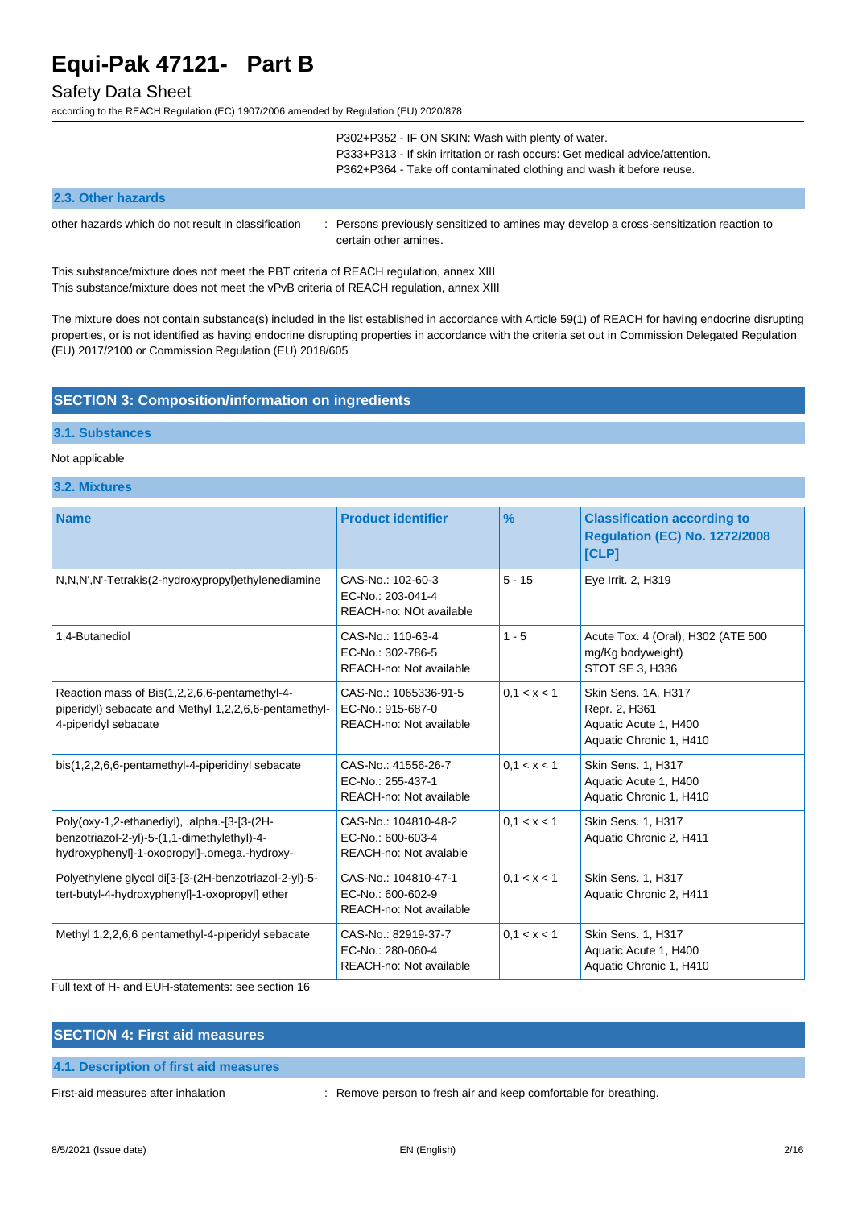P302+P352 - IF ON SKIN: Wash with plenty of water.
P333+P313 - If skin irritation or rash occurs: Get medical advice/attention.
P362+P364 - Take off contaminated clothing and wash it before reuse.

### 2.3. Other hazards

other hazards which do not result in classification : Persons previously sensitized to amines may develop a cross-sensitization reaction to certain other amines.

This substance/mixture does not meet the PBT criteria of REACH regulation, annex XIII
This substance/mixture does not meet the vPvB criteria of REACH regulation, annex XIII

The mixture does not contain substance(s) included in the list established in accordance with Article 59(1) of REACH for having endocrine disrupting properties, or is not identified as having endocrine disrupting properties in accordance with the criteria set out in Commission Delegated Regulation (EU) 2017/2100 or Commission Regulation (EU) 2018/605

## SECTION 3: Composition/information on ingredients

### 3.1. Substances

Not applicable

### 3.2. Mixtures

| Name | Product identifier | % | Classification according to Regulation (EC) No. 1272/2008 [CLP] |
|---|---|---|---|
| N,N,N',N'-Tetrakis(2-hydroxypropyl)ethylenediamine | CAS-No.: 102-60-3<br>EC-No.: 203-041-4<br>REACH-no: NOt available | 5 - 15 | Eye Irrit. 2, H319 |
| 1,4-Butanediol | CAS-No.: 110-63-4<br>EC-No.: 302-786-5<br>REACH-no: Not available | 1 - 5 | Acute Tox. 4 (Oral), H302 (ATE 500 mg/Kg bodyweight)<br>STOT SE 3, H336 |
| Reaction mass of Bis(1,2,2,6,6-pentamethyl-4-piperidyl) sebacate and Methyl 1,2,2,6,6-pentamethyl-4-piperidyl sebacate | CAS-No.: 1065336-91-5<br>EC-No.: 915-687-0<br>REACH-no: Not available | 0,1 < x < 1 | Skin Sens. 1A, H317<br>Repr. 2, H361<br>Aquatic Acute 1, H400<br>Aquatic Chronic 1, H410 |
| bis(1,2,2,6,6-pentamethyl-4-piperidinyl sebacate | CAS-No.: 41556-26-7<br>EC-No.: 255-437-1<br>REACH-no: Not available | 0,1 < x < 1 | Skin Sens. 1, H317<br>Aquatic Acute 1, H400<br>Aquatic Chronic 1, H410 |
| Poly(oxy-1,2-ethanediyl), .alpha.-[3-[3-(2H-benzotriazol-2-yl)-5-(1,1-dimethylethyl)-4-hydroxyphenyl]-1-oxopropyl]-.omega.-hydroxy- | CAS-No.: 104810-48-2<br>EC-No.: 600-603-4<br>REACH-no: Not avalable | 0,1 < x < 1 | Skin Sens. 1, H317<br>Aquatic Chronic 2, H411 |
| Polyethylene glycol di[3-[3-(2H-benzotriazol-2-yl)-5-tert-butyl-4-hydroxyphenyl]-1-oxopropyl] ether | CAS-No.: 104810-47-1<br>EC-No.: 600-602-9<br>REACH-no: Not available | 0,1 < x < 1 | Skin Sens. 1, H317<br>Aquatic Chronic 2, H411 |
| Methyl 1,2,2,6,6 pentamethyl-4-piperidyl sebacate | CAS-No.: 82919-37-7<br>EC-No.: 280-060-4<br>REACH-no: Not available | 0,1 < x < 1 | Skin Sens. 1, H317<br>Aquatic Acute 1, H400<br>Aquatic Chronic 1, H410 |

Full text of H- and EUH-statements: see section 16

## SECTION 4: First aid measures

### 4.1. Description of first aid measures

First-aid measures after inhalation : Remove person to fresh air and keep comfortable for breathing.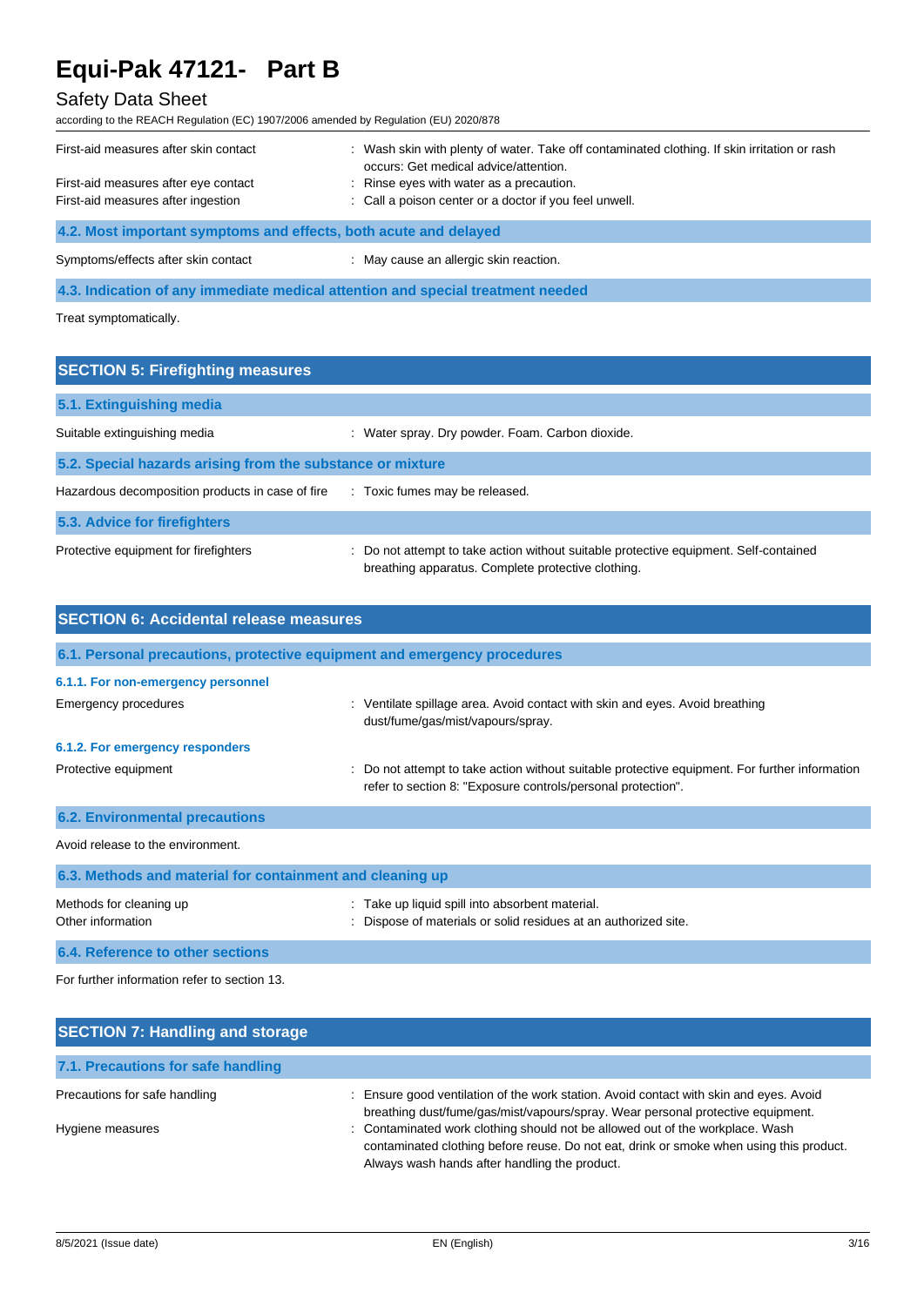First-aid measures after skin contact : Wash skin with plenty of water. Take off contaminated clothing. If skin irritation or rash occurs: Get medical advice/attention.

First-aid measures after eye contact : Rinse eyes with water as a precaution.

First-aid measures after ingestion : Call a poison center or a doctor if you feel unwell.

### 4.2. Most important symptoms and effects, both acute and delayed

Symptoms/effects after skin contact : May cause an allergic skin reaction.

### 4.3. Indication of any immediate medical attention and special treatment needed

Treat symptomatically.

## SECTION 5: Firefighting measures

### 5.1. Extinguishing media

Suitable extinguishing media : Water spray. Dry powder. Foam. Carbon dioxide.

### 5.2. Special hazards arising from the substance or mixture

Hazardous decomposition products in case of fire : Toxic fumes may be released.

### 5.3. Advice for firefighters

Protective equipment for firefighters : Do not attempt to take action without suitable protective equipment. Self-contained breathing apparatus. Complete protective clothing.

## SECTION 6: Accidental release measures

### 6.1. Personal precautions, protective equipment and emergency procedures

#### 6.1.1. For non-emergency personnel

Emergency procedures : Ventilate spillage area. Avoid contact with skin and eyes. Avoid breathing dust/fume/gas/mist/vapours/spray.

#### 6.1.2. For emergency responders

Protective equipment : Do not attempt to take action without suitable protective equipment. For further information refer to section 8: "Exposure controls/personal protection".

### 6.2. Environmental precautions

Avoid release to the environment.

### 6.3. Methods and material for containment and cleaning up

Methods for cleaning up : Take up liquid spill into absorbent material.

Other information : Dispose of materials or solid residues at an authorized site.

### 6.4. Reference to other sections

For further information refer to section 13.

## SECTION 7: Handling and storage

### 7.1. Precautions for safe handling

Precautions for safe handling : Ensure good ventilation of the work station. Avoid contact with skin and eyes. Avoid breathing dust/fume/gas/mist/vapours/spray. Wear personal protective equipment.

Hygiene measures : Contaminated work clothing should not be allowed out of the workplace. Wash contaminated clothing before reuse. Do not eat, drink or smoke when using this product. Always wash hands after handling the product.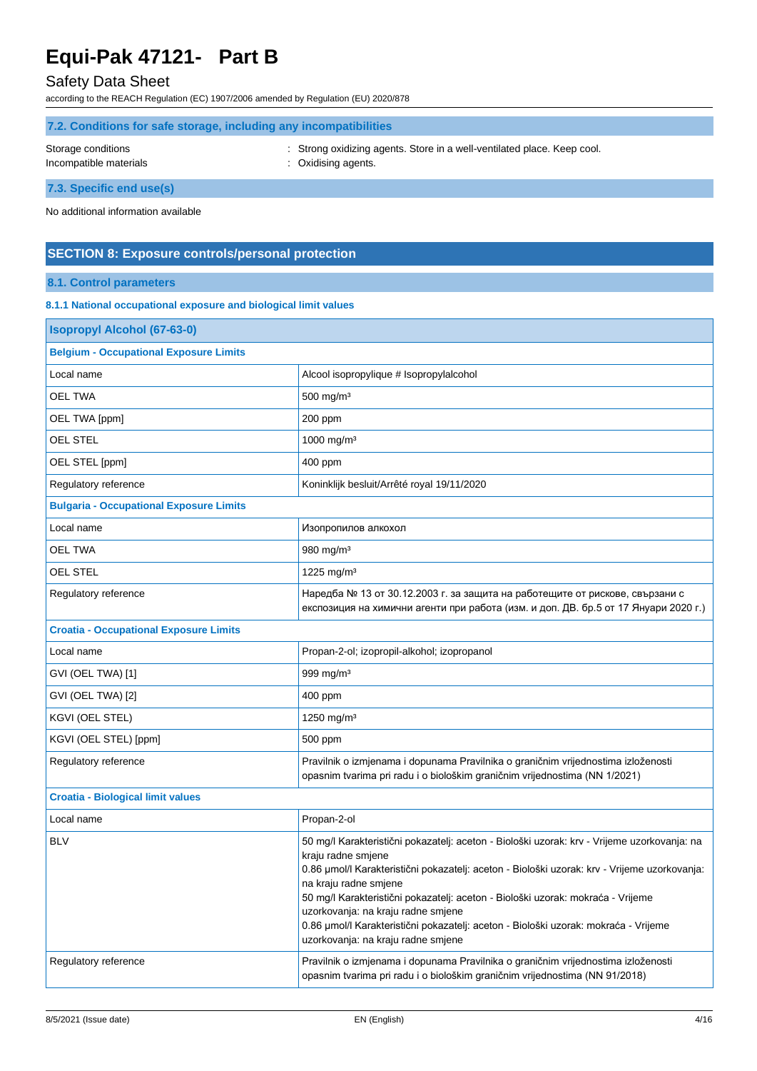### 7.2. Conditions for safe storage, including any incompatibilities

Storage conditions : Strong oxidizing agents. Store in a well-ventilated place. Keep cool.

Incompatible materials : Oxidising agents.

### 7.3. Specific end use(s)

No additional information available

## SECTION 8: Exposure controls/personal protection

### 8.1. Control parameters

#### 8.1.1 National occupational exposure and biological limit values

| Isopropyl Alcohol (67-63-0) | |
|---|---|
| **Belgium - Occupational Exposure Limits** | |
| Local name | Alcool isopropylique # Isopropylalcohol |
| OEL TWA | 500 mg/m³ |
| OEL TWA [ppm] | 200 ppm |
| OEL STEL | 1000 mg/m³ |
| OEL STEL [ppm] | 400 ppm |
| Regulatory reference | Koninklijk besluit/Arrêté royal 19/11/2020 |
| **Bulgaria - Occupational Exposure Limits** | |
| Local name | Изопропилов алкохол |
| OEL TWA | 980 mg/m³ |
| OEL STEL | 1225 mg/m³ |
| Regulatory reference | Наредба № 13 от 30.12.2003 г. за защита на работещите от рискове, свързани с експозиция на химични агенти при работа (изм. и доп. ДВ. бр.5 от 17 Януари 2020 г.) |
| **Croatia - Occupational Exposure Limits** | |
| Local name | Propan-2-ol; izopropil-alkohol; izopropanol |
| GVI (OEL TWA) [1] | 999 mg/m³ |
| GVI (OEL TWA) [2] | 400 ppm |
| KGVI (OEL STEL) | 1250 mg/m³ |
| KGVI (OEL STEL) [ppm] | 500 ppm |
| Regulatory reference | Pravilnik o izmjenama i dopunama Pravilnika o graničnim vrijednostima izloženosti opasnim tvarima pri radu i o biološkim graničnim vrijednostima (NN 1/2021) |
| **Croatia - Biological limit values** | |
| Local name | Propan-2-ol |
| BLV | 50 mg/l Karakteristični pokazatelj: aceton - Biološki uzorak: krv - Vrijeme uzorkovanja: na kraju radne smjene<br>0.86 µmol/l Karakteristični pokazatelj: aceton - Biološki uzorak: krv - Vrijeme uzorkovanja: na kraju radne smjene<br>50 mg/l Karakteristični pokazatelj: aceton - Biološki uzorak: mokraća - Vrijeme uzorkovanja: na kraju radne smjene<br>0.86 µmol/l Karakteristični pokazatelj: aceton - Biološki uzorak: mokraća - Vrijeme uzorkovanja: na kraju radne smjene |
| Regulatory reference | Pravilnik o izmjenama i dopunama Pravilnika o graničnim vrijednostima izloženosti opasnim tvarima pri radu i o biološkim graničnim vrijednostima (NN 91/2018) |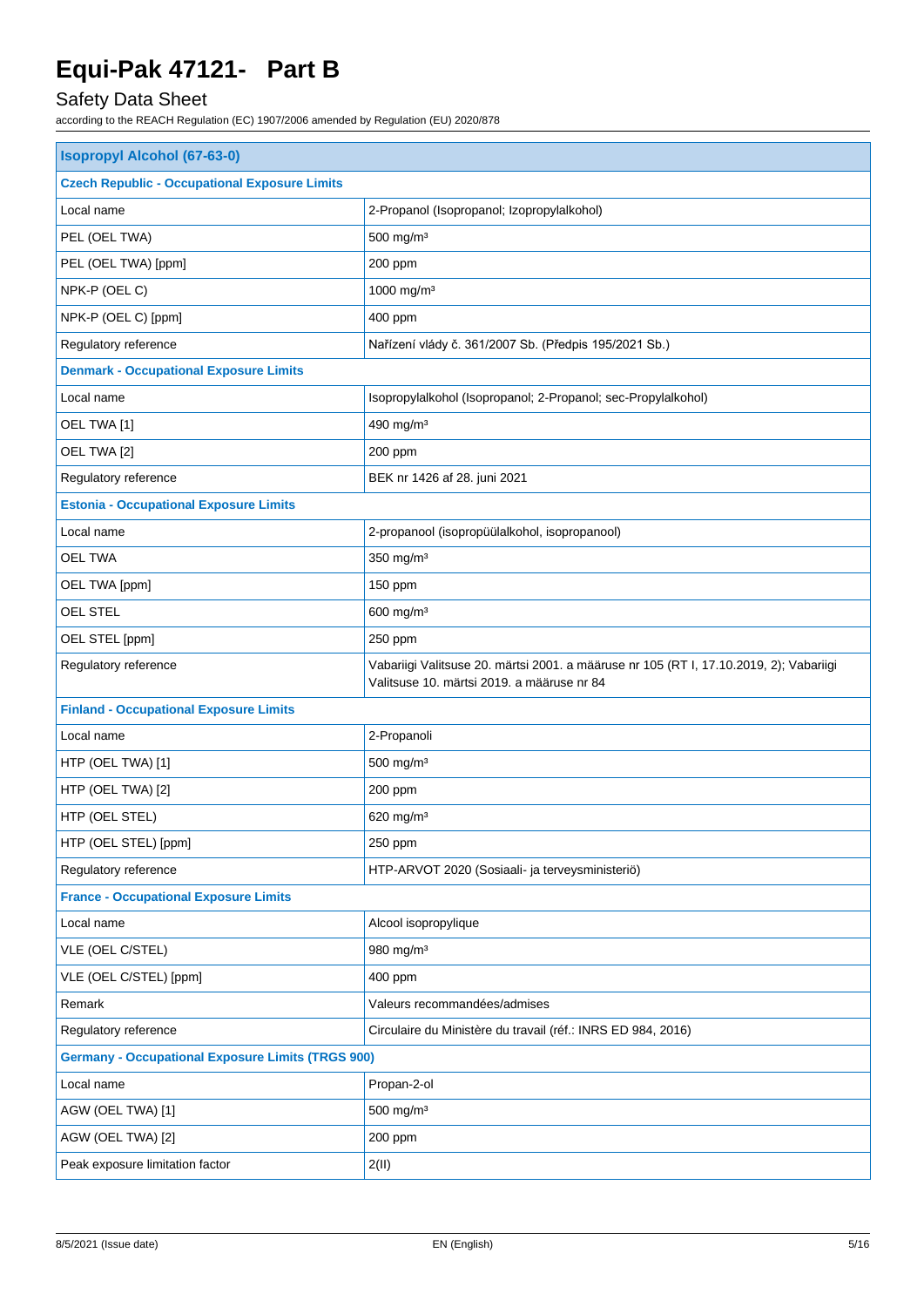# Equi-Pak 47121- Part B

## Safety Data Sheet

according to the REACH Regulation (EC) 1907/2006 amended by Regulation (EU) 2020/878

| **Isopropyl Alcohol (67-63-0)** | |
|---|---|
| **Czech Republic - Occupational Exposure Limits** | |
| Local name | 2-Propanol (Isopropanol; Izopropylalkohol) |
| PEL (OEL TWA) | 500 mg/m³ |
| PEL (OEL TWA) [ppm] | 200 ppm |
| NPK-P (OEL C) | 1000 mg/m³ |
| NPK-P (OEL C) [ppm] | 400 ppm |
| Regulatory reference | Nařízení vlády č. 361/2007 Sb. (Předpis 195/2021 Sb.) |
| **Denmark - Occupational Exposure Limits** | |
| Local name | Isopropylalkohol (Isopropanol; 2-Propanol; sec-Propylalkohol) |
| OEL TWA [1] | 490 mg/m³ |
| OEL TWA [2] | 200 ppm |
| Regulatory reference | BEK nr 1426 af 28. juni 2021 |
| **Estonia - Occupational Exposure Limits** | |
| Local name | 2-propanool (isopropüülalkohol, isopropanool) |
| OEL TWA | 350 mg/m³ |
| OEL TWA [ppm] | 150 ppm |
| OEL STEL | 600 mg/m³ |
| OEL STEL [ppm] | 250 ppm |
| Regulatory reference | Vabariigi Valitsuse 20. märtsi 2001. a määruse nr 105 (RT I, 17.10.2019, 2); Vabariigi Valitsuse 10. märtsi 2019. a määruse nr 84 |
| **Finland - Occupational Exposure Limits** | |
| Local name | 2-Propanoli |
| HTP (OEL TWA) [1] | 500 mg/m³ |
| HTP (OEL TWA) [2] | 200 ppm |
| HTP (OEL STEL) | 620 mg/m³ |
| HTP (OEL STEL) [ppm] | 250 ppm |
| Regulatory reference | HTP-ARVOT 2020 (Sosiaali- ja terveysministeriö) |
| **France - Occupational Exposure Limits** | |
| Local name | Alcool isopropylique |
| VLE (OEL C/STEL) | 980 mg/m³ |
| VLE (OEL C/STEL) [ppm] | 400 ppm |
| Remark | Valeurs recommandées/admises |
| Regulatory reference | Circulaire du Ministère du travail (réf.: INRS ED 984, 2016) |
| **Germany - Occupational Exposure Limits (TRGS 900)** | |
| Local name | Propan-2-ol |
| AGW (OEL TWA) [1] | 500 mg/m³ |
| AGW (OEL TWA) [2] | 200 ppm |
| Peak exposure limitation factor | 2(II) |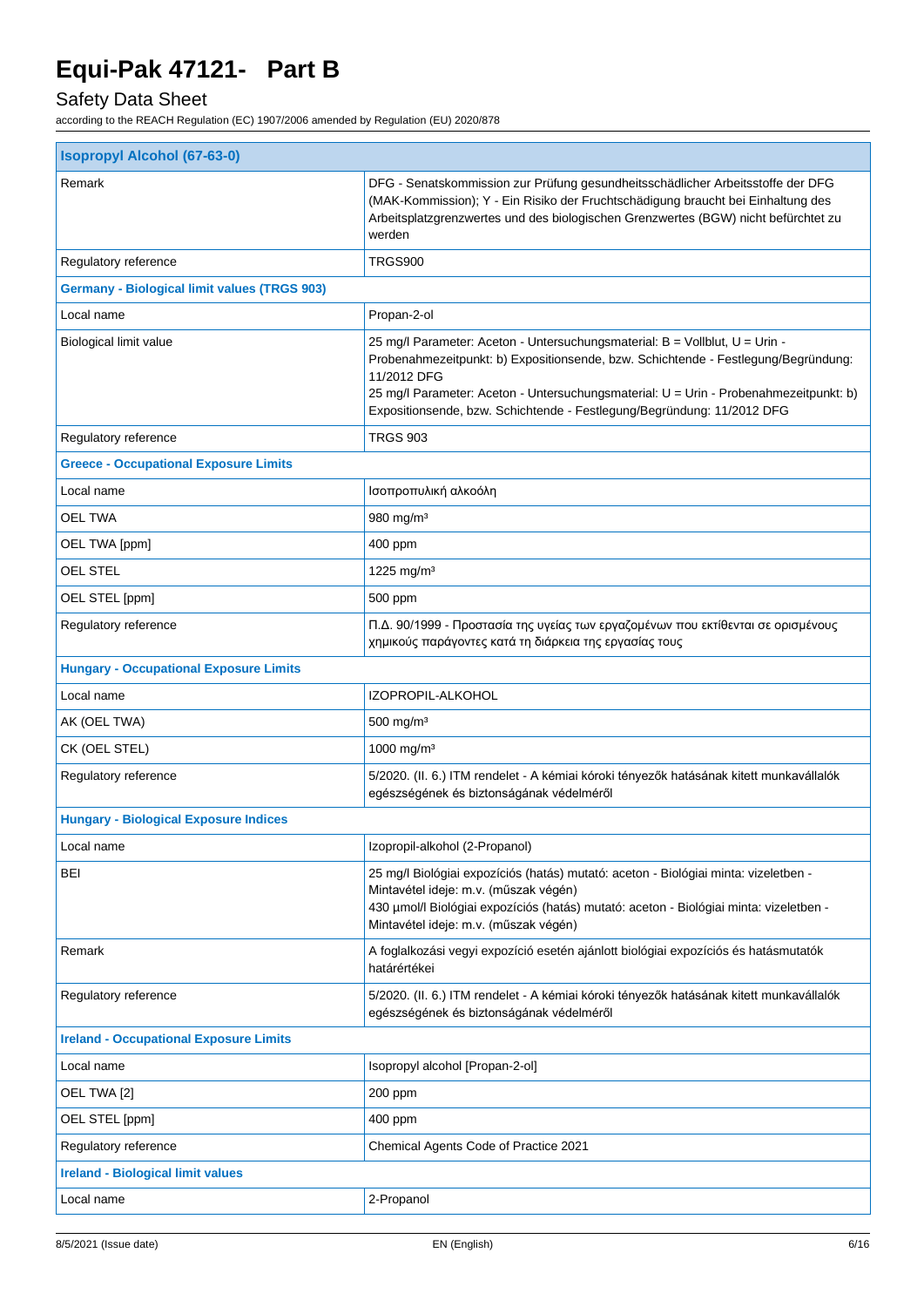| Isopropyl Alcohol (67-63-0) | |
|---|---|
| Remark | DFG - Senatskommission zur Prüfung gesundheitsschädlicher Arbeitsstoffe der DFG (MAK-Kommission); Y - Ein Risiko der Fruchtschädigung braucht bei Einhaltung des Arbeitsplatzgrenzwertes und des biologischen Grenzwertes (BGW) nicht befürchtet zu werden |
| Regulatory reference | TRGS900 |
| **Germany - Biological limit values (TRGS 903)** | |
| Local name | Propan-2-ol |
| Biological limit value | 25 mg/l Parameter: Aceton - Untersuchungsmaterial: B = Vollblut, U = Urin - Probenahmezeitpunkt: b) Expositionsende, bzw. Schichtende - Festlegung/Begründung: 11/2012 DFG<br>25 mg/l Parameter: Aceton - Untersuchungsmaterial: U = Urin - Probenahmezeitpunkt: b) Expositionsende, bzw. Schichtende - Festlegung/Begründung: 11/2012 DFG |
| Regulatory reference | TRGS 903 |
| **Greece - Occupational Exposure Limits** | |
| Local name | Ισοπροπυλική αλκοόλη |
| OEL TWA | 980 mg/m³ |
| OEL TWA [ppm] | 400 ppm |
| OEL STEL | 1225 mg/m³ |
| OEL STEL [ppm] | 500 ppm |
| Regulatory reference | Π.Δ. 90/1999 - Προστασία της υγείας των εργαζομένων που εκτίθενται σε ορισμένους χημικούς παράγοντες κατά τη διάρκεια της εργασίας τους |
| **Hungary - Occupational Exposure Limits** | |
| Local name | IZOPROPIL-ALKOHOL |
| AK (OEL TWA) | 500 mg/m³ |
| CK (OEL STEL) | 1000 mg/m³ |
| Regulatory reference | 5/2020. (II. 6.) ITM rendelet - A kémiai kóroki tényezők hatásának kitett munkavállalók egészségének és biztonságának védelméről |
| **Hungary - Biological Exposure Indices** | |
| Local name | Izopropil-alkohol (2-Propanol) |
| BEI | 25 mg/l Biológiai expozíciós (hatás) mutató: aceton - Biológiai minta: vizeletben - Mintavétel ideje: m.v. (műszak végén)<br>430 µmol/l Biológiai expozíciós (hatás) mutató: aceton - Biológiai minta: vizeletben - Mintavétel ideje: m.v. (műszak végén) |
| Remark | A foglalkozási vegyi expozíció esetén ajánlott biológiai expozíciós és hatásmutatók határértékei |
| Regulatory reference | 5/2020. (II. 6.) ITM rendelet - A kémiai kóroki tényezők hatásának kitett munkavállalók egészségének és biztonságának védelméről |
| **Ireland - Occupational Exposure Limits** | |
| Local name | Isopropyl alcohol [Propan-2-ol] |
| OEL TWA [2] | 200 ppm |
| OEL STEL [ppm] | 400 ppm |
| Regulatory reference | Chemical Agents Code of Practice 2021 |
| **Ireland - Biological limit values** | |
| Local name | 2-Propanol |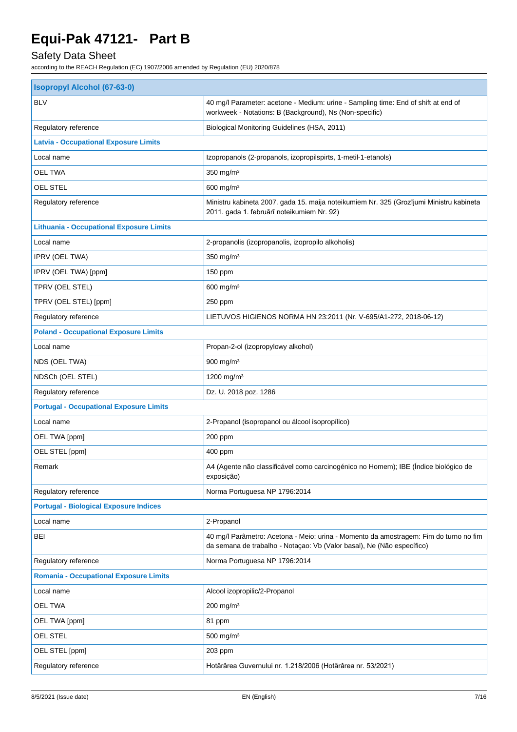| Isopropyl Alcohol (67-63-0) | |
|---|---|
| BLV | 40 mg/l Parameter: acetone - Medium: urine - Sampling time: End of shift at end of workweek - Notations: B (Background), Ns (Non-specific) |
| Regulatory reference | Biological Monitoring Guidelines (HSA, 2011) |
| **Latvia - Occupational Exposure Limits** | |
| Local name | Izopropanols (2-propanols, izopropilspirts, 1-metil-1-etanols) |
| OEL TWA | 350 mg/m³ |
| OEL STEL | 600 mg/m³ |
| Regulatory reference | Ministru kabineta 2007. gada 15. maija noteikumiem Nr. 325 (Grozījumi Ministru kabineta 2011. gada 1. februārī noteikumiem Nr. 92) |
| **Lithuania - Occupational Exposure Limits** | |
| Local name | 2-propanolis (izopropanolis, izopropilo alkoholis) |
| IPRV (OEL TWA) | 350 mg/m³ |
| IPRV (OEL TWA) [ppm] | 150 ppm |
| TPRV (OEL STEL) | 600 mg/m³ |
| TPRV (OEL STEL) [ppm] | 250 ppm |
| Regulatory reference | LIETUVOS HIGIENOS NORMA HN 23:2011 (Nr. V-695/A1-272, 2018-06-12) |
| **Poland - Occupational Exposure Limits** | |
| Local name | Propan-2-ol (izopropylowy alkohol) |
| NDS (OEL TWA) | 900 mg/m³ |
| NDSCh (OEL STEL) | 1200 mg/m³ |
| Regulatory reference | Dz. U. 2018 poz. 1286 |
| **Portugal - Occupational Exposure Limits** | |
| Local name | 2-Propanol (isopropanol ou álcool isopropílico) |
| OEL TWA [ppm] | 200 ppm |
| OEL STEL [ppm] | 400 ppm |
| Remark | A4 (Agente não classificável como carcinogénico no Homem); IBE (Índice biológico de exposição) |
| Regulatory reference | Norma Portuguesa NP 1796:2014 |
| **Portugal - Biological Exposure Indices** | |
| Local name | 2-Propanol |
| BEI | 40 mg/l Parâmetro: Acetona - Meio: urina - Momento da amostragem: Fim do turno no fim da semana de trabalho - Notaçao: Vb (Valor basal), Ne (Não específico) |
| Regulatory reference | Norma Portuguesa NP 1796:2014 |
| **Romania - Occupational Exposure Limits** | |
| Local name | Alcool izopropilic/2-Propanol |
| OEL TWA | 200 mg/m³ |
| OEL TWA [ppm] | 81 ppm |
| OEL STEL | 500 mg/m³ |
| OEL STEL [ppm] | 203 ppm |
| Regulatory reference | Hotărârea Guvernului nr. 1.218/2006 (Hotărârea nr. 53/2021) |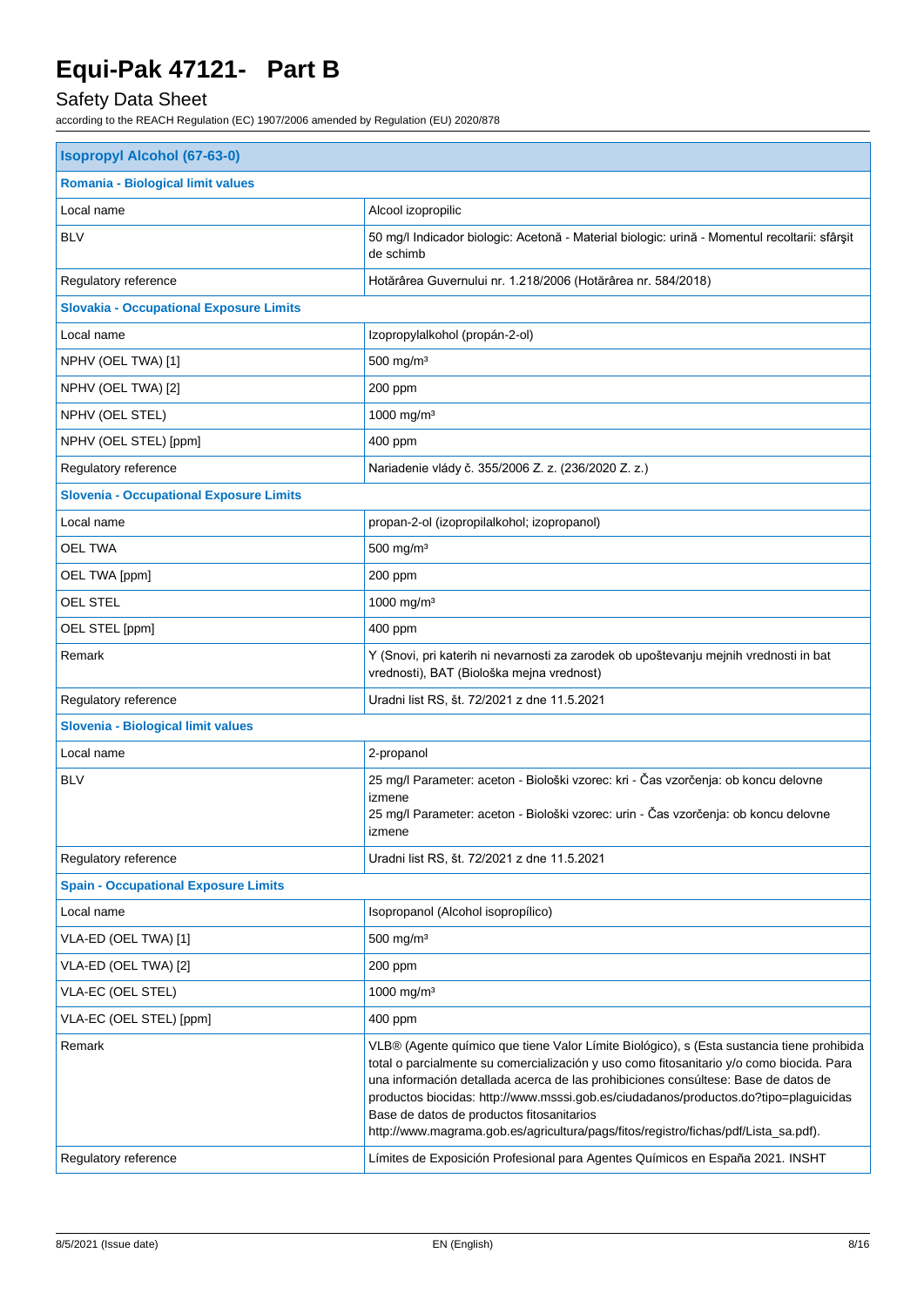| Isopropyl Alcohol (67-63-0) | |
|---|---|
| **Romania - Biological limit values** | |
| Local name | Alcool izopropilic |
| BLV | 50 mg/l Indicador biologic: Acetonă - Material biologic: urină - Momentul recoltarii: sfârşit de schimb |
| Regulatory reference | Hotărârea Guvernului nr. 1.218/2006 (Hotărârea nr. 584/2018) |
| **Slovakia - Occupational Exposure Limits** | |
| Local name | Izopropylalkohol (propán-2-ol) |
| NPHV (OEL TWA) [1] | 500 mg/m³ |
| NPHV (OEL TWA) [2] | 200 ppm |
| NPHV (OEL STEL) | 1000 mg/m³ |
| NPHV (OEL STEL) [ppm] | 400 ppm |
| Regulatory reference | Nariadenie vlády č. 355/2006 Z. z. (236/2020 Z. z.) |
| **Slovenia - Occupational Exposure Limits** | |
| Local name | propan-2-ol (izopropilalkohol; izopropanol) |
| OEL TWA | 500 mg/m³ |
| OEL TWA [ppm] | 200 ppm |
| OEL STEL | 1000 mg/m³ |
| OEL STEL [ppm] | 400 ppm |
| Remark | Y (Snovi, pri katerih ni nevarnosti za zarodek ob upoštevanju mejnih vrednosti in bat vrednosti), BAT (Biološka mejna vrednost) |
| Regulatory reference | Uradni list RS, št. 72/2021 z dne 11.5.2021 |
| **Slovenia - Biological limit values** | |
| Local name | 2-propanol |
| BLV | 25 mg/l Parameter: aceton - Biološki vzorec: kri - Čas vzorčenja: ob koncu delovne izmene<br>25 mg/l Parameter: aceton - Biološki vzorec: urin - Čas vzorčenja: ob koncu delovne izmene |
| Regulatory reference | Uradni list RS, št. 72/2021 z dne 11.5.2021 |
| **Spain - Occupational Exposure Limits** | |
| Local name | Isopropanol (Alcohol isopropílico) |
| VLA-ED (OEL TWA) [1] | 500 mg/m³ |
| VLA-ED (OEL TWA) [2] | 200 ppm |
| VLA-EC (OEL STEL) | 1000 mg/m³ |
| VLA-EC (OEL STEL) [ppm] | 400 ppm |
| Remark | VLB® (Agente químico que tiene Valor Límite Biológico), s (Esta sustancia tiene prohibida total o parcialmente su comercialización y uso como fitosanitario y/o como biocida. Para una información detallada acerca de las prohibiciones consúltese: Base de datos de productos biocidas: http://www.msssi.gob.es/ciudadanos/productos.do?tipo=plaguicidas Base de datos de productos fitosanitarios http://www.magrama.gob.es/agricultura/pags/fitos/registro/fichas/pdf/Lista_sa.pdf). |
| Regulatory reference | Límites de Exposición Profesional para Agentes Químicos en España 2021. INSHT |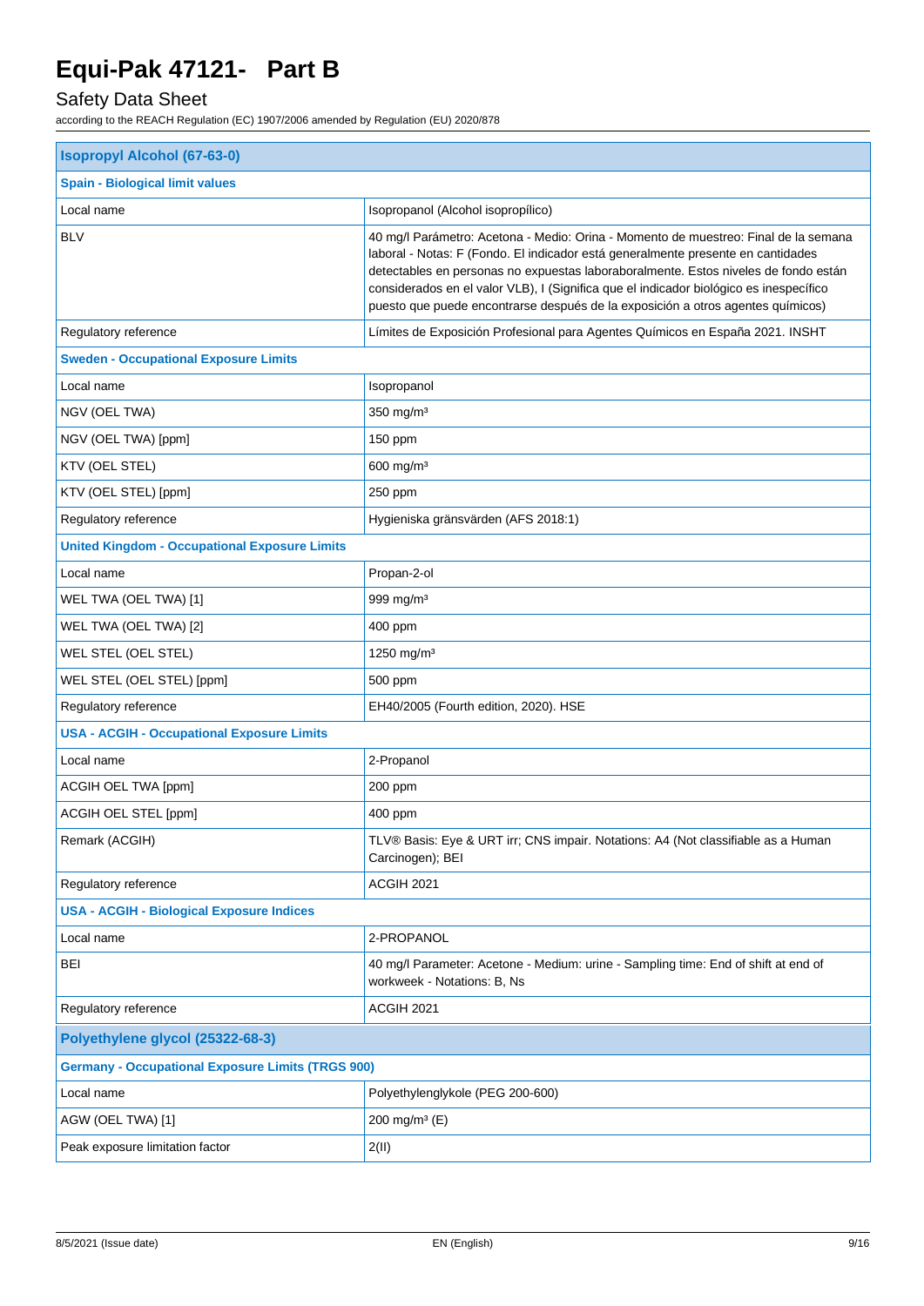# Equi-Pak 47121- Part B

## Safety Data Sheet

according to the REACH Regulation (EC) 1907/2006 amended by Regulation (EU) 2020/878

| **Isopropyl Alcohol (67-63-0)** | |
|---|---|
| **Spain - Biological limit values** | |
| Local name | Isopropanol (Alcohol isopropílico) |
| BLV | 40 mg/l Parámetro: Acetona - Medio: Orina - Momento de muestreo: Final de la semana laboral - Notas: F (Fondo. El indicador está generalmente presente en cantidades detectables en personas no expuestas laboraboralmente. Estos niveles de fondo están considerados en el valor VLB), I (Significa que el indicador biológico es inespecífico puesto que puede encontrarse después de la exposición a otros agentes químicos) |
| Regulatory reference | Límites de Exposición Profesional para Agentes Químicos en España 2021. INSHT |
| **Sweden - Occupational Exposure Limits** | |
| Local name | Isopropanol |
| NGV (OEL TWA) | 350 mg/m³ |
| NGV (OEL TWA) [ppm] | 150 ppm |
| KTV (OEL STEL) | 600 mg/m³ |
| KTV (OEL STEL) [ppm] | 250 ppm |
| Regulatory reference | Hygieniska gränsvärden (AFS 2018:1) |
| **United Kingdom - Occupational Exposure Limits** | |
| Local name | Propan-2-ol |
| WEL TWA (OEL TWA) [1] | 999 mg/m³ |
| WEL TWA (OEL TWA) [2] | 400 ppm |
| WEL STEL (OEL STEL) | 1250 mg/m³ |
| WEL STEL (OEL STEL) [ppm] | 500 ppm |
| Regulatory reference | EH40/2005 (Fourth edition, 2020). HSE |
| **USA - ACGIH - Occupational Exposure Limits** | |
| Local name | 2-Propanol |
| ACGIH OEL TWA [ppm] | 200 ppm |
| ACGIH OEL STEL [ppm] | 400 ppm |
| Remark (ACGIH) | TLV® Basis: Eye & URT irr; CNS impair. Notations: A4 (Not classifiable as a Human Carcinogen); BEI |
| Regulatory reference | ACGIH 2021 |
| **USA - ACGIH - Biological Exposure Indices** | |
| Local name | 2-PROPANOL |
| BEI | 40 mg/l Parameter: Acetone - Medium: urine - Sampling time: End of shift at end of workweek - Notations: B, Ns |
| Regulatory reference | ACGIH 2021 |

| **Polyethylene glycol (25322-68-3)** | |
|---|---|
| **Germany - Occupational Exposure Limits (TRGS 900)** | |
| Local name | Polyethylenglykole (PEG 200-600) |
| AGW (OEL TWA) [1] | 200 mg/m³ (E) |
| Peak exposure limitation factor | 2(II) |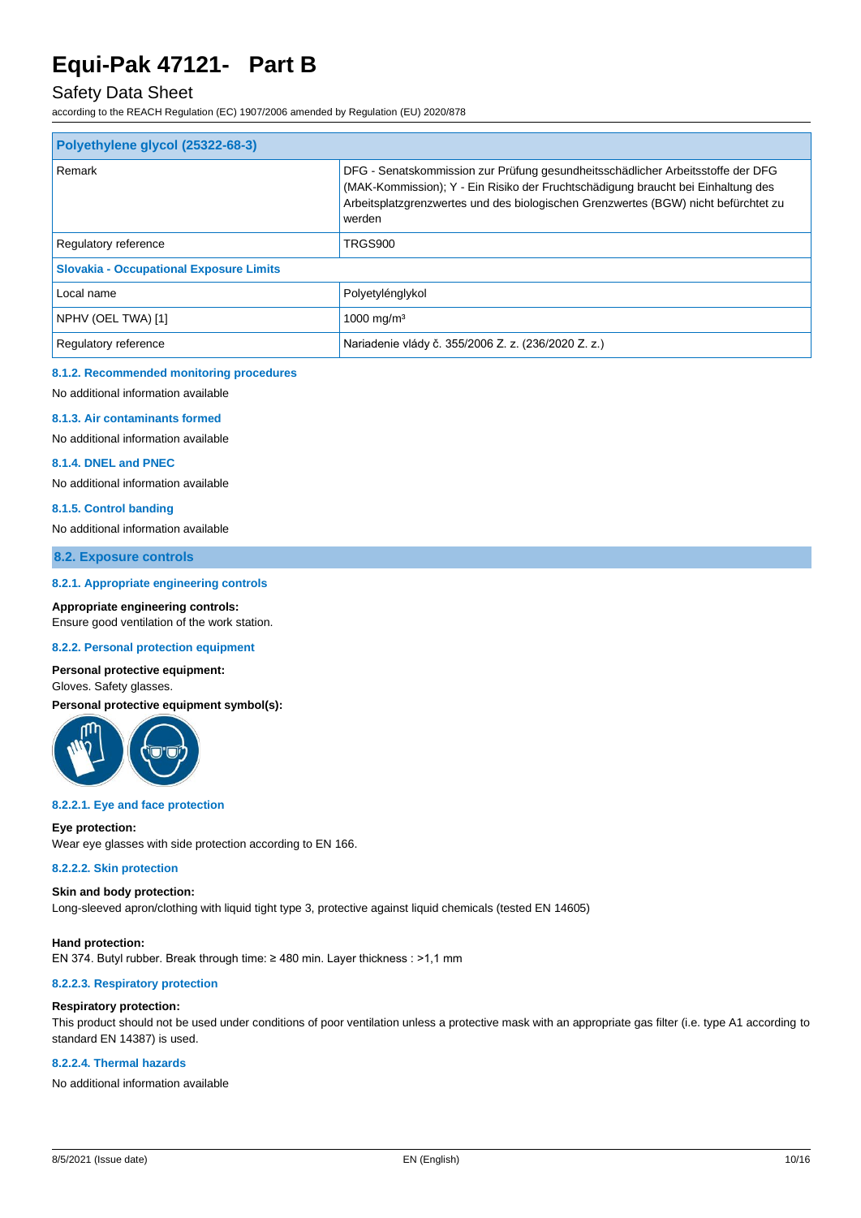| Polyethylene glycol (25322-68-3) | |
|---|---|
| Remark | DFG - Senatskommission zur Prüfung gesundheitsschädlicher Arbeitsstoffe der DFG (MAK-Kommission); Y - Ein Risiko der Fruchtschädigung braucht bei Einhaltung des Arbeitsplatzgrenzwertes und des biologischen Grenzwertes (BGW) nicht befürchtet zu werden |
| Regulatory reference | TRGS900 |
| **Slovakia - Occupational Exposure Limits** | |
| Local name | Polyetylénglykol |
| NPHV (OEL TWA) [1] | 1000 mg/m³ |
| Regulatory reference | Nariadenie vlády č. 355/2006 Z. z. (236/2020 Z. z.) |

#### 8.1.2. Recommended monitoring procedures

No additional information available

#### 8.1.3. Air contaminants formed

No additional information available

#### 8.1.4. DNEL and PNEC

No additional information available

#### 8.1.5. Control banding

No additional information available

### 8.2. Exposure controls

#### 8.2.1. Appropriate engineering controls

**Appropriate engineering controls:**
Ensure good ventilation of the work station.

#### 8.2.2. Personal protection equipment

**Personal protective equipment:**
Gloves. Safety glasses.

**Personal protective equipment symbol(s):**

#### 8.2.2.1. Eye and face protection

**Eye protection:**
Wear eye glasses with side protection according to EN 166.

#### 8.2.2.2. Skin protection

**Skin and body protection:**
Long-sleeved apron/clothing with liquid tight type 3, protective against liquid chemicals (tested EN 14605)

**Hand protection:**
EN 374. Butyl rubber. Break through time: ≥ 480 min. Layer thickness : >1,1 mm

#### 8.2.2.3. Respiratory protection

**Respiratory protection:**
This product should not be used under conditions of poor ventilation unless a protective mask with an appropriate gas filter (i.e. type A1 according to standard EN 14387) is used.

#### 8.2.2.4. Thermal hazards

No additional information available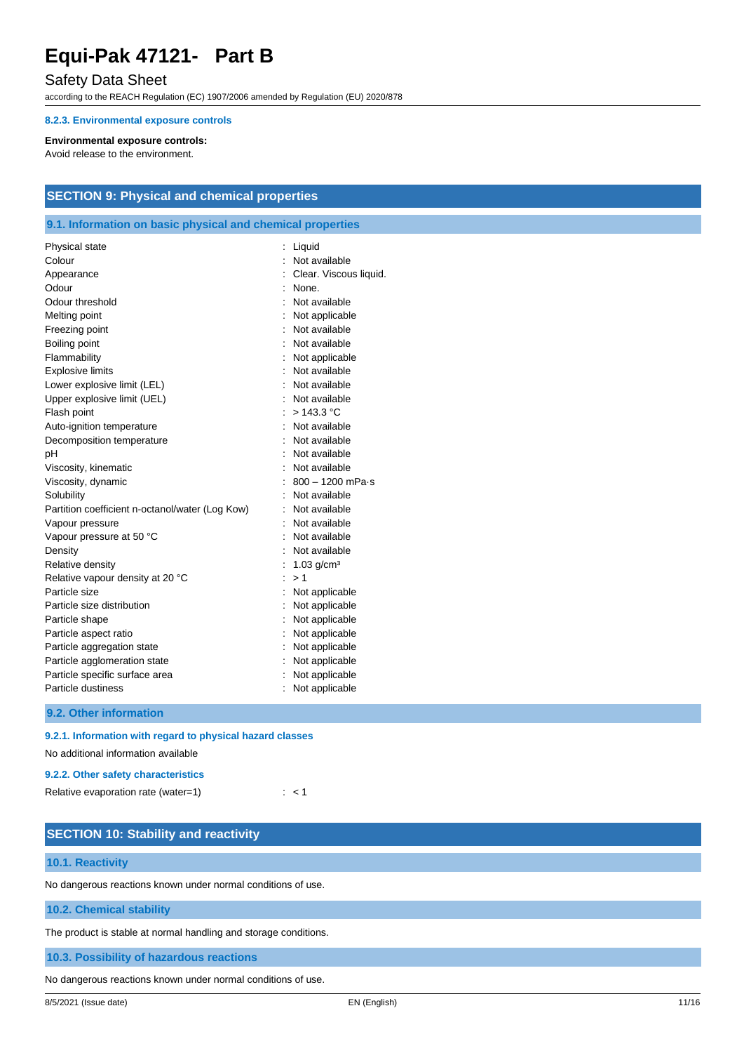#### 8.2.3. Environmental exposure controls

**Environmental exposure controls:**
Avoid release to the environment.

## SECTION 9: Physical and chemical properties

### 9.1. Information on basic physical and chemical properties

| | |
|---|---|
| Physical state | : Liquid |
| Colour | : Not available |
| Appearance | : Clear. Viscous liquid. |
| Odour | : None. |
| Odour threshold | : Not available |
| Melting point | : Not applicable |
| Freezing point | : Not available |
| Boiling point | : Not available |
| Flammability | : Not applicable |
| Explosive limits | : Not available |
| Lower explosive limit (LEL) | : Not available |
| Upper explosive limit (UEL) | : Not available |
| Flash point | : > 143.3 °C |
| Auto-ignition temperature | : Not available |
| Decomposition temperature | : Not available |
| pH | : Not available |
| Viscosity, kinematic | : Not available |
| Viscosity, dynamic | : 800 – 1200 mPa·s |
| Solubility | : Not available |
| Partition coefficient n-octanol/water (Log Kow) | : Not available |
| Vapour pressure | : Not available |
| Vapour pressure at 50 °C | : Not available |
| Density | : Not available |
| Relative density | : 1.03 g/cm³ |
| Relative vapour density at 20 °C | : > 1 |
| Particle size | : Not applicable |
| Particle size distribution | : Not applicable |
| Particle shape | : Not applicable |
| Particle aspect ratio | : Not applicable |
| Particle aggregation state | : Not applicable |
| Particle agglomeration state | : Not applicable |
| Particle specific surface area | : Not applicable |
| Particle dustiness | : Not applicable |

### 9.2. Other information

#### 9.2.1. Information with regard to physical hazard classes

No additional information available

#### 9.2.2. Other safety characteristics

| | |
|---|---|
| Relative evaporation rate (water=1) | : < 1 |

## SECTION 10: Stability and reactivity

### 10.1. Reactivity

No dangerous reactions known under normal conditions of use.

### 10.2. Chemical stability

The product is stable at normal handling and storage conditions.

### 10.3. Possibility of hazardous reactions

No dangerous reactions known under normal conditions of use.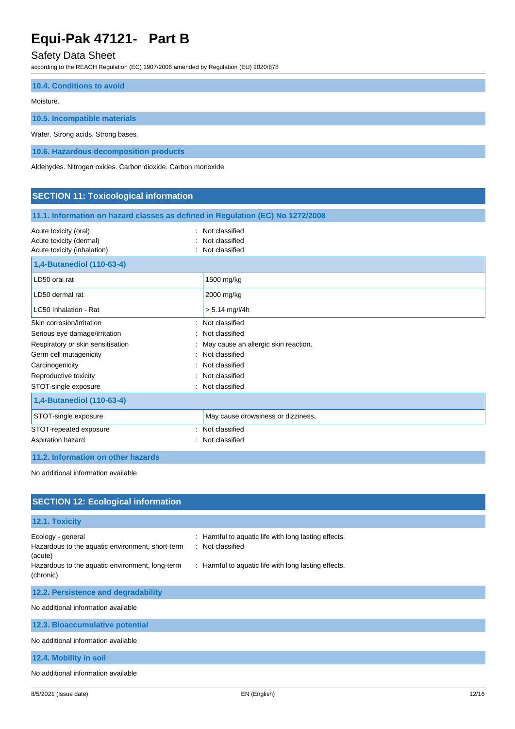### 10.4. Conditions to avoid

Moisture.

### 10.5. Incompatible materials

Water. Strong acids. Strong bases.

### 10.6. Hazardous decomposition products

Aldehydes. Nitrogen oxides. Carbon dioxide. Carbon monoxide.

## SECTION 11: Toxicological information

### 11.1. Information on hazard classes as defined in Regulation (EC) No 1272/2008

Acute toxicity (oral) : Not classified
Acute toxicity (dermal) : Not classified
Acute toxicity (inhalation) : Not classified

| 1,4-Butanediol (110-63-4) | |
|---|---|
| LD50 oral rat | 1500 mg/kg |
| LD50 dermal rat | 2000 mg/kg |
| LC50 Inhalation - Rat | > 5.14 mg/l/4h |

Skin corrosion/irritation : Not classified
Serious eye damage/irritation : Not classified
Respiratory or skin sensitisation : May cause an allergic skin reaction.
Germ cell mutagenicity : Not classified
Carcinogenicity : Not classified
Reproductive toxicity : Not classified
STOT-single exposure : Not classified

| 1,4-Butanediol (110-63-4) | |
|---|---|
| STOT-single exposure | May cause drowsiness or dizziness. |

STOT-repeated exposure : Not classified
Aspiration hazard : Not classified

### 11.2. Information on other hazards

No additional information available

## SECTION 12: Ecological information

### 12.1. Toxicity

Ecology - general : Harmful to aquatic life with long lasting effects.
Hazardous to the aquatic environment, short-term (acute) : Not classified
Hazardous to the aquatic environment, long-term (chronic) : Harmful to aquatic life with long lasting effects.

### 12.2. Persistence and degradability

No additional information available

### 12.3. Bioaccumulative potential

No additional information available

### 12.4. Mobility in soil

No additional information available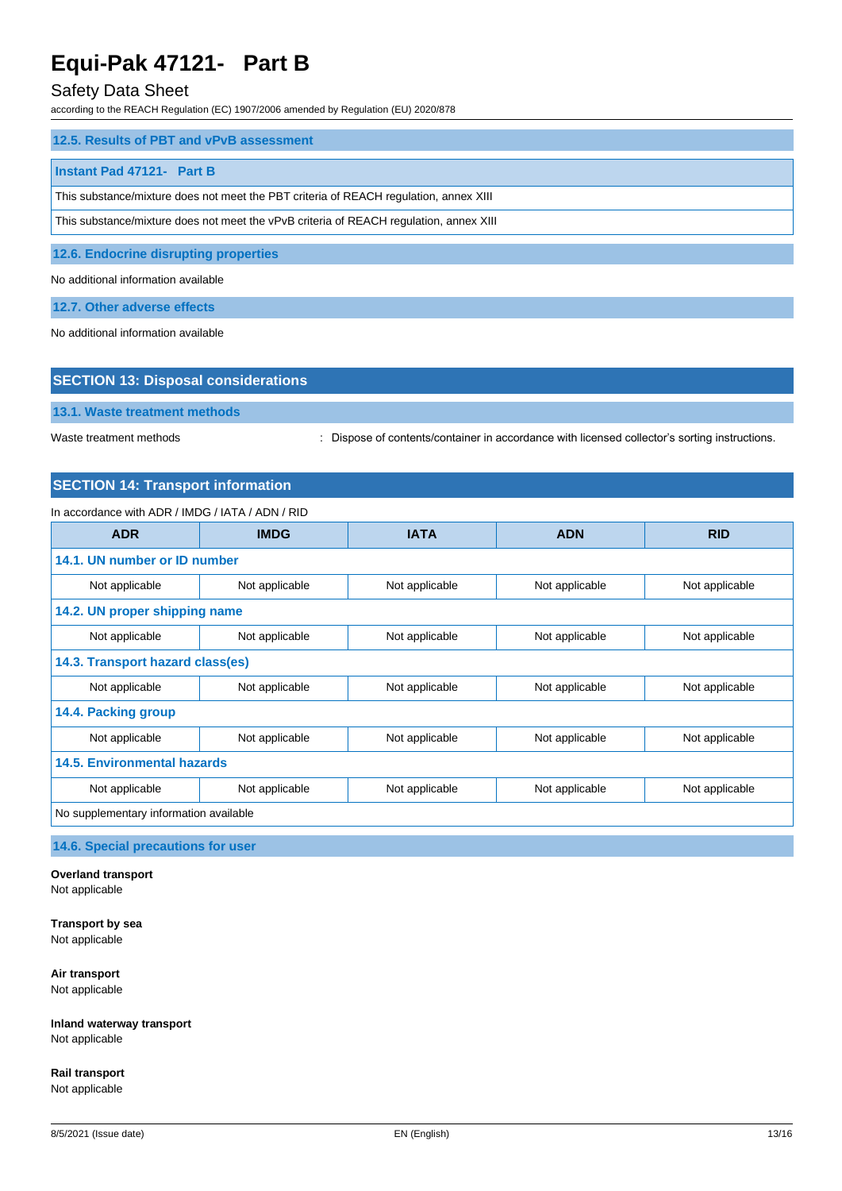### 12.5. Results of PBT and vPvB assessment

| Instant Pad 47121- Part B |
|---|
| This substance/mixture does not meet the PBT criteria of REACH regulation, annex XIII |
| This substance/mixture does not meet the vPvB criteria of REACH regulation, annex XIII |

### 12.6. Endocrine disrupting properties

No additional information available

### 12.7. Other adverse effects

No additional information available

## SECTION 13: Disposal considerations

### 13.1. Waste treatment methods

Waste treatment methods : Dispose of contents/container in accordance with licensed collector's sorting instructions.

## SECTION 14: Transport information

In accordance with ADR / IMDG / IATA / ADN / RID

| ADR | IMDG | IATA | ADN | RID |
|---|---|---|---|---|
| **14.1. UN number or ID number** | | | | |
| Not applicable | Not applicable | Not applicable | Not applicable | Not applicable |
| **14.2. UN proper shipping name** | | | | |
| Not applicable | Not applicable | Not applicable | Not applicable | Not applicable |
| **14.3. Transport hazard class(es)** | | | | |
| Not applicable | Not applicable | Not applicable | Not applicable | Not applicable |
| **14.4. Packing group** | | | | |
| Not applicable | Not applicable | Not applicable | Not applicable | Not applicable |
| **14.5. Environmental hazards** | | | | |
| Not applicable | Not applicable | Not applicable | Not applicable | Not applicable |
| No supplementary information available | | | | |

### 14.6. Special precautions for user

**Overland transport**
Not applicable

**Transport by sea**
Not applicable

**Air transport**
Not applicable

**Inland waterway transport**
Not applicable

**Rail transport**
Not applicable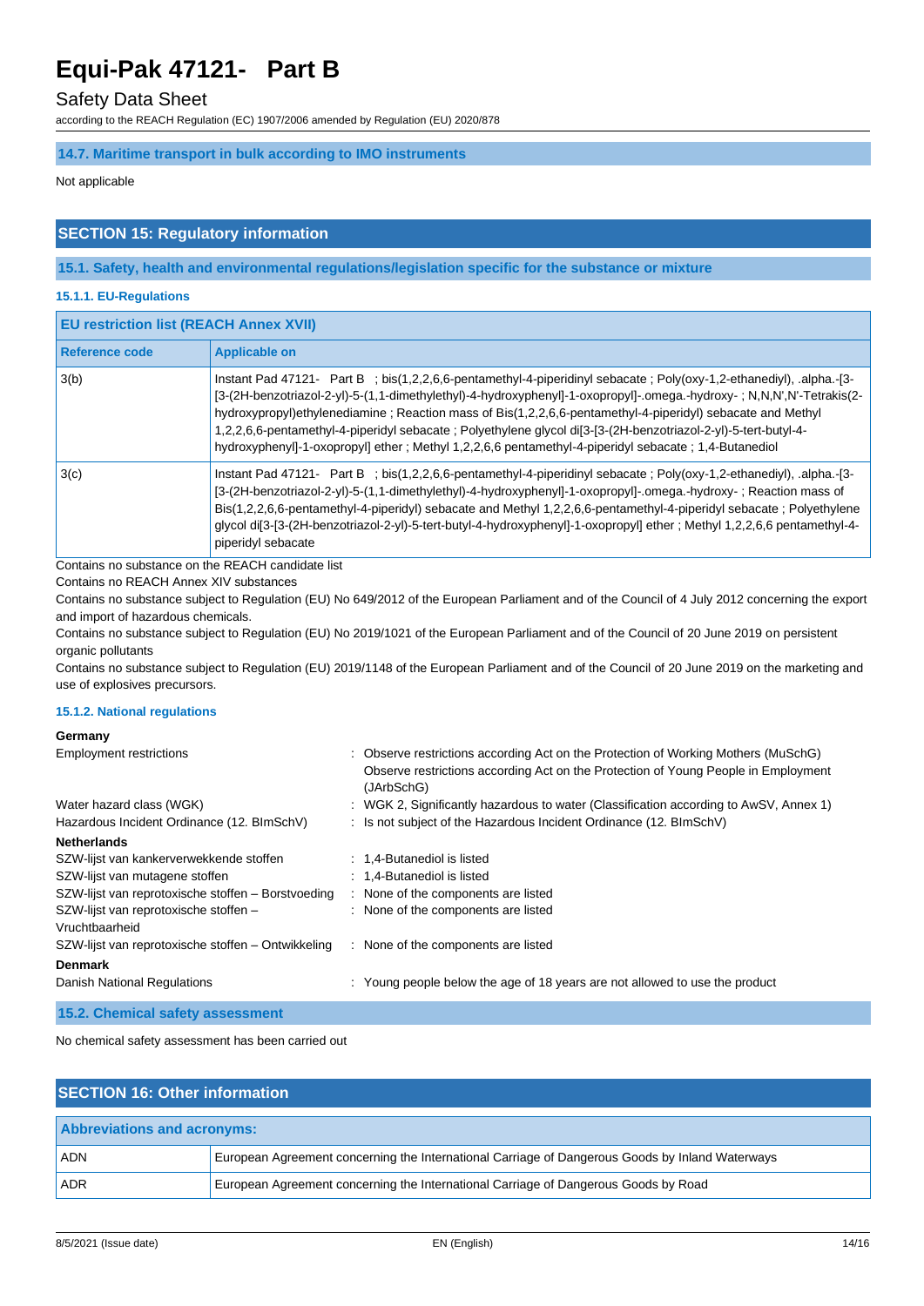### 14.7. Maritime transport in bulk according to IMO instruments

Not applicable

## SECTION 15: Regulatory information

### 15.1. Safety, health and environmental regulations/legislation specific for the substance or mixture

#### 15.1.1. EU-Regulations

| EU restriction list (REACH Annex XVII) | |
|---|---|
| **Reference code** | **Applicable on** |
| 3(b) | Instant Pad 47121- Part B ; bis(1,2,2,6,6-pentamethyl-4-piperidinyl sebacate ; Poly(oxy-1,2-ethanediyl), .alpha.-[3-[3-(2H-benzotriazol-2-yl)-5-(1,1-dimethylethyl)-4-hydroxyphenyl]-1-oxopropyl]-.omega.-hydroxy- ; N,N,N',N'-Tetrakis(2-hydroxypropyl)ethylenediamine ; Reaction mass of Bis(1,2,2,6,6-pentamethyl-4-piperidyl) sebacate and Methyl 1,2,2,6,6-pentamethyl-4-piperidyl sebacate ; Polyethylene glycol di[3-[3-(2H-benzotriazol-2-yl)-5-tert-butyl-4-hydroxyphenyl]-1-oxopropyl] ether ; Methyl 1,2,2,6,6 pentamethyl-4-piperidyl sebacate ; 1,4-Butanediol |
| 3(c) | Instant Pad 47121- Part B ; bis(1,2,2,6,6-pentamethyl-4-piperidinyl sebacate ; Poly(oxy-1,2-ethanediyl), .alpha.-[3-[3-(2H-benzotriazol-2-yl)-5-(1,1-dimethylethyl)-4-hydroxyphenyl]-1-oxopropyl]-.omega.-hydroxy- ; Reaction mass of Bis(1,2,2,6,6-pentamethyl-4-piperidyl) sebacate and Methyl 1,2,2,6,6-pentamethyl-4-piperidyl sebacate ; Polyethylene glycol di[3-[3-(2H-benzotriazol-2-yl)-5-tert-butyl-4-hydroxyphenyl]-1-oxopropyl] ether ; Methyl 1,2,2,6,6 pentamethyl-4-piperidyl sebacate |

Contains no substance on the REACH candidate list

Contains no REACH Annex XIV substances

Contains no substance subject to Regulation (EU) No 649/2012 of the European Parliament and of the Council of 4 July 2012 concerning the export and import of hazardous chemicals.

Contains no substance subject to Regulation (EU) No 2019/1021 of the European Parliament and of the Council of 20 June 2019 on persistent organic pollutants

Contains no substance subject to Regulation (EU) 2019/1148 of the European Parliament and of the Council of 20 June 2019 on the marketing and use of explosives precursors.

#### 15.1.2. National regulations

**Germany**

| | |
|---|---|
| Employment restrictions | : Observe restrictions according Act on the Protection of Working Mothers (MuSchG) Observe restrictions according Act on the Protection of Young People in Employment (JArbSchG) |
| Water hazard class (WGK) | : WGK 2, Significantly hazardous to water (Classification according to AwSV, Annex 1) |
| Hazardous Incident Ordinance (12. BImSchV) | : Is not subject of the Hazardous Incident Ordinance (12. BImSchV) |

**Netherlands**

| | |
|---|---|
| SZW-lijst van kankerverwekkende stoffen | : 1,4-Butanediol is listed |
| SZW-lijst van mutagene stoffen | : 1,4-Butanediol is listed |
| SZW-lijst van reprotoxische stoffen – Borstvoeding | : None of the components are listed |
| SZW-lijst van reprotoxische stoffen – Vruchtbaarheid | : None of the components are listed |
| SZW-lijst van reprotoxische stoffen – Ontwikkeling | : None of the components are listed |

**Denmark**

| | |
|---|---|
| Danish National Regulations | : Young people below the age of 18 years are not allowed to use the product |

### 15.2. Chemical safety assessment

No chemical safety assessment has been carried out

## SECTION 16: Other information

| Abbreviations and acronyms: | |
|---|---|
| ADN | European Agreement concerning the International Carriage of Dangerous Goods by Inland Waterways |
| ADR | European Agreement concerning the International Carriage of Dangerous Goods by Road |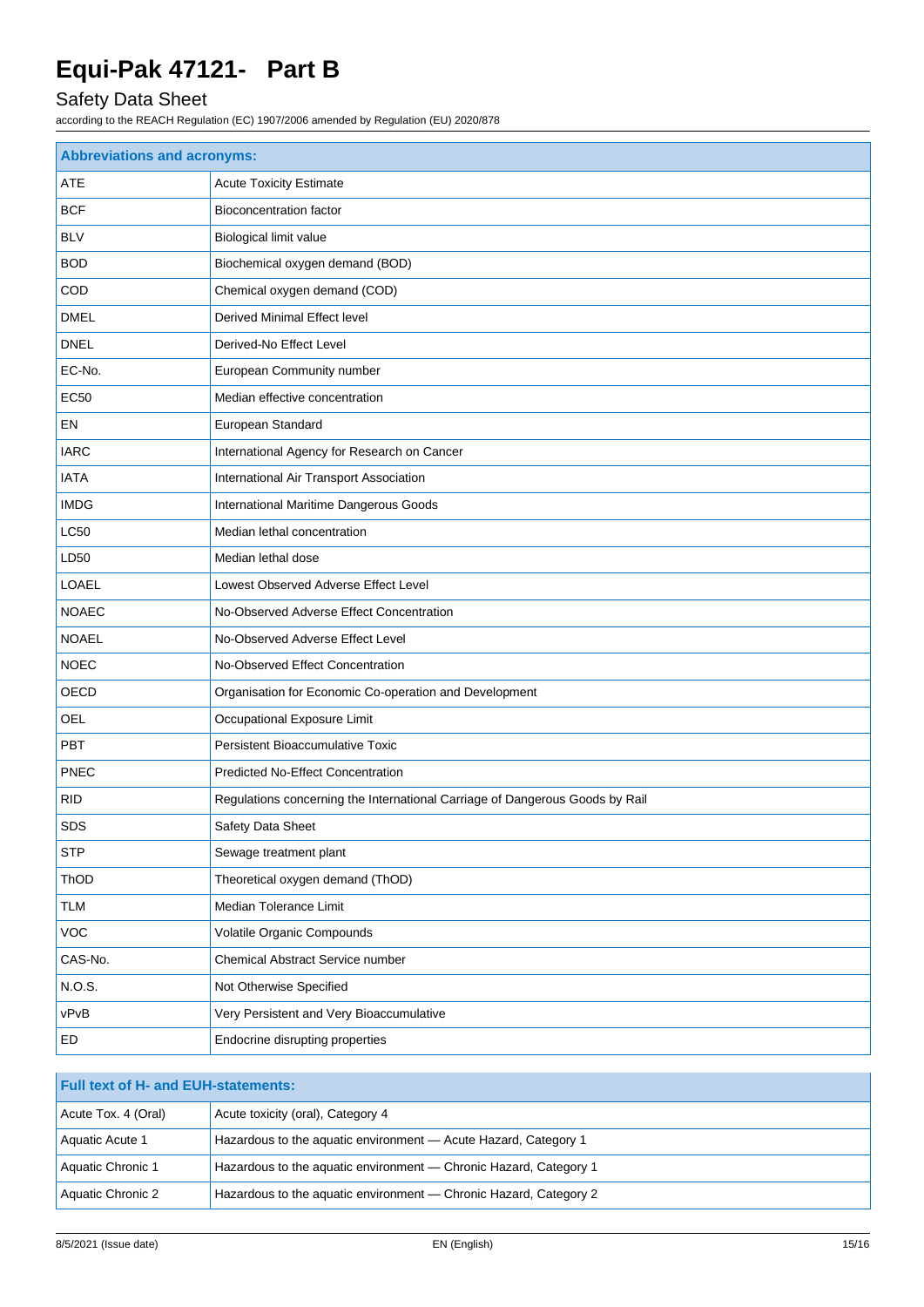| Abbreviations and acronyms: | |
|---|---|
| ATE | Acute Toxicity Estimate |
| BCF | Bioconcentration factor |
| BLV | Biological limit value |
| BOD | Biochemical oxygen demand (BOD) |
| COD | Chemical oxygen demand (COD) |
| DMEL | Derived Minimal Effect level |
| DNEL | Derived-No Effect Level |
| EC-No. | European Community number |
| EC50 | Median effective concentration |
| EN | European Standard |
| IARC | International Agency for Research on Cancer |
| IATA | International Air Transport Association |
| IMDG | International Maritime Dangerous Goods |
| LC50 | Median lethal concentration |
| LD50 | Median lethal dose |
| LOAEL | Lowest Observed Adverse Effect Level |
| NOAEC | No-Observed Adverse Effect Concentration |
| NOAEL | No-Observed Adverse Effect Level |
| NOEC | No-Observed Effect Concentration |
| OECD | Organisation for Economic Co-operation and Development |
| OEL | Occupational Exposure Limit |
| PBT | Persistent Bioaccumulative Toxic |
| PNEC | Predicted No-Effect Concentration |
| RID | Regulations concerning the International Carriage of Dangerous Goods by Rail |
| SDS | Safety Data Sheet |
| STP | Sewage treatment plant |
| ThOD | Theoretical oxygen demand (ThOD) |
| TLM | Median Tolerance Limit |
| VOC | Volatile Organic Compounds |
| CAS-No. | Chemical Abstract Service number |
| N.O.S. | Not Otherwise Specified |
| vPvB | Very Persistent and Very Bioaccumulative |
| ED | Endocrine disrupting properties |

| Full text of H- and EUH-statements: | |
|---|---|
| Acute Tox. 4 (Oral) | Acute toxicity (oral), Category 4 |
| Aquatic Acute 1 | Hazardous to the aquatic environment — Acute Hazard, Category 1 |
| Aquatic Chronic 1 | Hazardous to the aquatic environment — Chronic Hazard, Category 1 |
| Aquatic Chronic 2 | Hazardous to the aquatic environment — Chronic Hazard, Category 2 |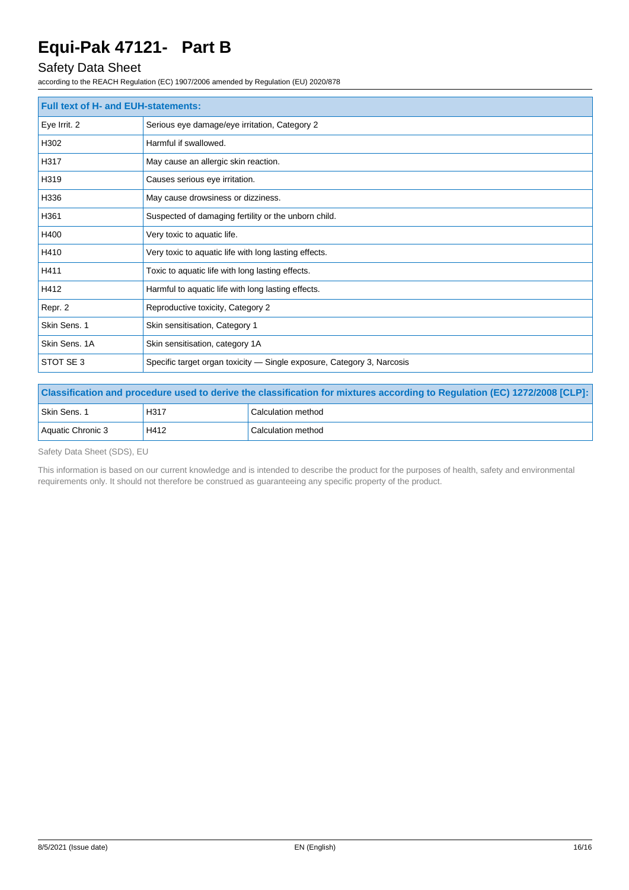| Full text of H- and EUH-statements: | |
|---|---|
| Eye Irrit. 2 | Serious eye damage/eye irritation, Category 2 |
| H302 | Harmful if swallowed. |
| H317 | May cause an allergic skin reaction. |
| H319 | Causes serious eye irritation. |
| H336 | May cause drowsiness or dizziness. |
| H361 | Suspected of damaging fertility or the unborn child. |
| H400 | Very toxic to aquatic life. |
| H410 | Very toxic to aquatic life with long lasting effects. |
| H411 | Toxic to aquatic life with long lasting effects. |
| H412 | Harmful to aquatic life with long lasting effects. |
| Repr. 2 | Reproductive toxicity, Category 2 |
| Skin Sens. 1 | Skin sensitisation, Category 1 |
| Skin Sens. 1A | Skin sensitisation, category 1A |
| STOT SE 3 | Specific target organ toxicity — Single exposure, Category 3, Narcosis |

| Classification and procedure used to derive the classification for mixtures according to Regulation (EC) 1272/2008 [CLP]: | | |
|---|---|---|
| Skin Sens. 1 | H317 | Calculation method |
| Aquatic Chronic 3 | H412 | Calculation method |

Safety Data Sheet (SDS), EU

This information is based on our current knowledge and is intended to describe the product for the purposes of health, safety and environmental requirements only. It should not therefore be construed as guaranteeing any specific property of the product.